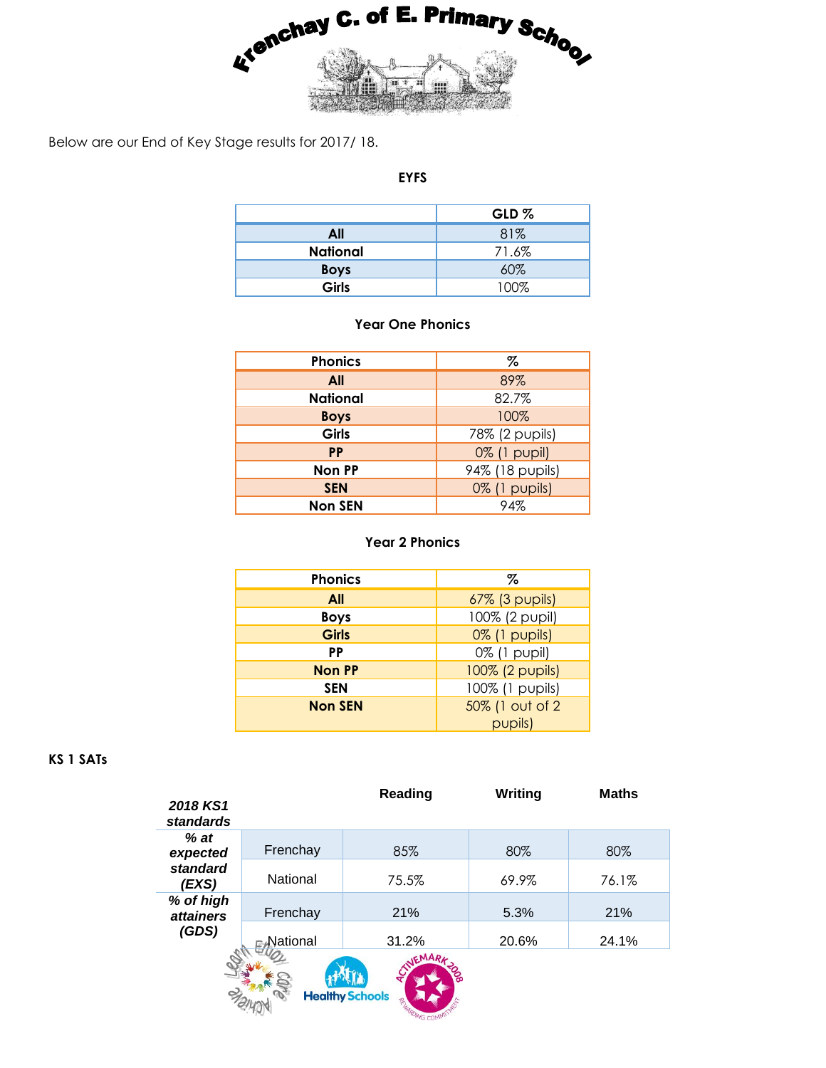# Frenchay C. of E. Primary School

Below are our End of Key Stage results for 2017/ 18.

### EYFS

| | GLD % |
|---|---|
| **All** | 81% |
| **National** | 71.6% |
| **Boys** | 60% |
| **Girls** | 100% |

### Year One Phonics

| Phonics | % |
|---|---|
| **All** | 89% |
| **National** | 82.7% |
| **Boys** | 100% |
| **Girls** | 78% (2 pupils) |
| **PP** | 0% (1 pupil) |
| **Non PP** | 94% (18 pupils) |
| **SEN** | 0% (1 pupils) |
| **Non SEN** | 94% |

### Year 2 Phonics

| Phonics | % |
|---|---|
| **All** | 67% (3 pupils) |
| **Boys** | 100% (2 pupil) |
| **Girls** | 0% (1 pupils) |
| **PP** | 0% (1 pupil) |
| **Non PP** | 100% (2 pupils) |
| **SEN** | 100% (1 pupils) |
| **Non SEN** | 50% (1 out of 2 pupils) |

### KS 1 SATs

| ***2018 KS1 standards*** | | **Reading** | **Writing** | **Maths** |
|---|---|---|---|---|
| ***% at expected standard (EXS)*** | Frenchay | 85% | 80% | 80% |
| | National | 75.5% | 69.9% | 76.1% |
| ***% of high attainers (GDS)*** | Frenchay | 21% | 5.3% | 21% |
| | National | 31.2% | 20.6% | 24.1% |

Learn Enjoy Care Achieve

Healthy Schools

ACTIVEMARK 2008 REWARDING COMMITMENT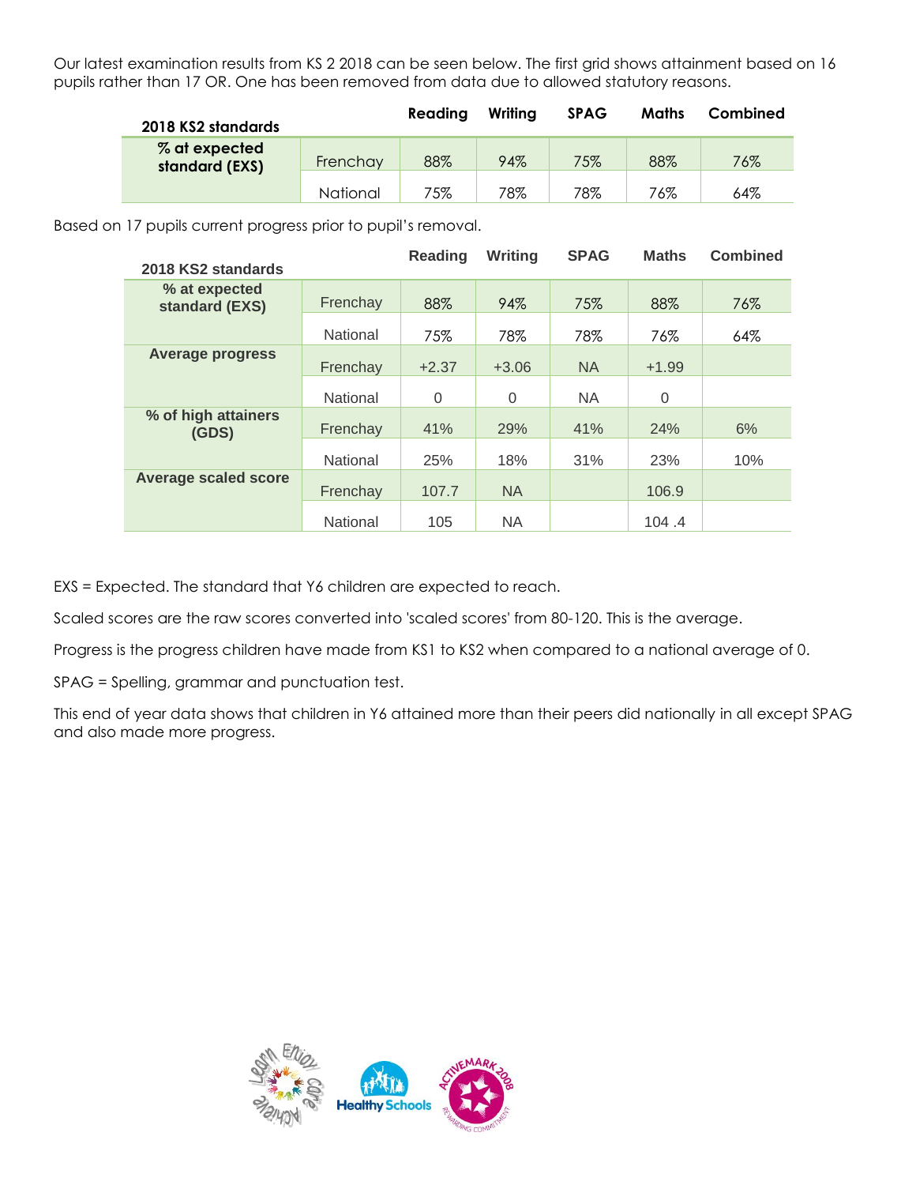Our latest examination results from KS 2 2018 can be seen below. The first grid shows attainment based on 16 pupils rather than 17 OR. One has been removed from data due to allowed statutory reasons.

| 2018 KS2 standards | | Reading | Writing | SPAG | Maths | Combined |
|---|---|---|---|---|---|---|
| % at expected standard (EXS) | Frenchay | 88% | 94% | 75% | 88% | 76% |
| | National | 75% | 78% | 78% | 76% | 64% |

Based on 17 pupils current progress prior to pupil's removal.

| 2018 KS2 standards | | Reading | Writing | SPAG | Maths | Combined |
|---|---|---|---|---|---|---|
| % at expected standard (EXS) | Frenchay | 88% | 94% | 75% | 88% | 76% |
| | National | 75% | 78% | 78% | 76% | 64% |
| Average progress | Frenchay | +2.37 | +3.06 | NA | +1.99 | |
| | National | 0 | 0 | NA | 0 | |
| % of high attainers (GDS) | Frenchay | 41% | 29% | 41% | 24% | 6% |
| | National | 25% | 18% | 31% | 23% | 10% |
| Average scaled score | Frenchay | 107.7 | NA | | 106.9 | |
| | National | 105 | NA | | 104 .4 | |

EXS = Expected. The standard that Y6 children are expected to reach.

Scaled scores are the raw scores converted into 'scaled scores' from 80-120. This is the average.

Progress is the progress children have made from KS1 to KS2 when compared to a national average of 0.

SPAG = Spelling, grammar and punctuation test.

This end of year data shows that children in Y6 attained more than their peers did nationally in all except SPAG and also made more progress.